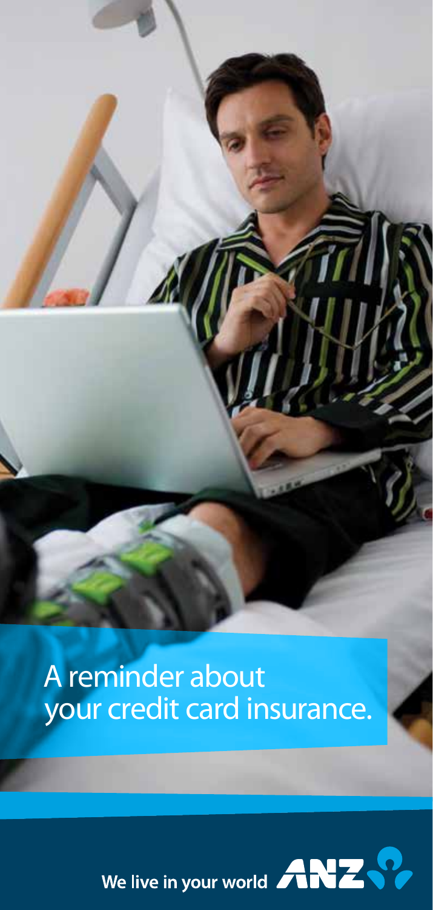# A reminder about your credit card insurance.

We live in your world ANZ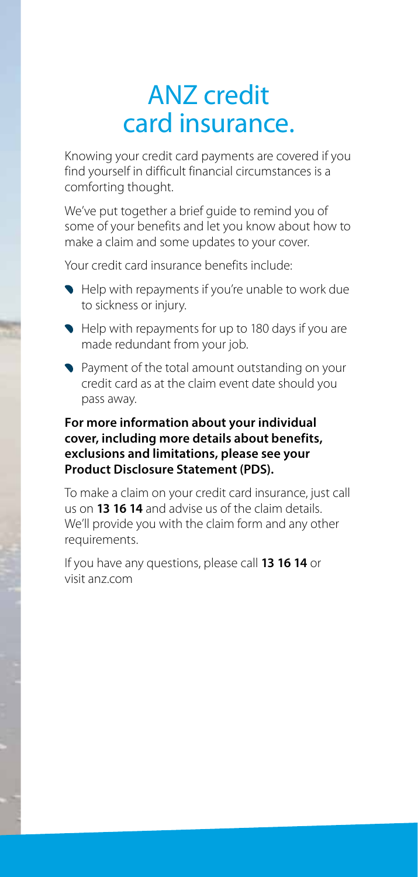# ANZ credit card insurance.

Knowing your credit card payments are covered if you find yourself in difficult financial circumstances is a comforting thought.

We've put together a brief guide to remind you of some of your benefits and let you know about how to make a claim and some updates to your cover.

Your credit card insurance benefits include:

- Help with repayments if you're unable to work due to sickness or injury.
- Help with repayments for up to 180 days if you are made redundant from your job.
- Payment of the total amount outstanding on your credit card as at the claim event date should you pass away.

**For more information about your individual cover, including more details about benefits, exclusions and limitations, please see your Product Disclosure Statement (PDS).**

To make a claim on your credit card insurance, just call us on **13 16 14** and advise us of the claim details. We'll provide you with the claim form and any other requirements.

If you have any questions, please call **13 16 14** or visit anz.com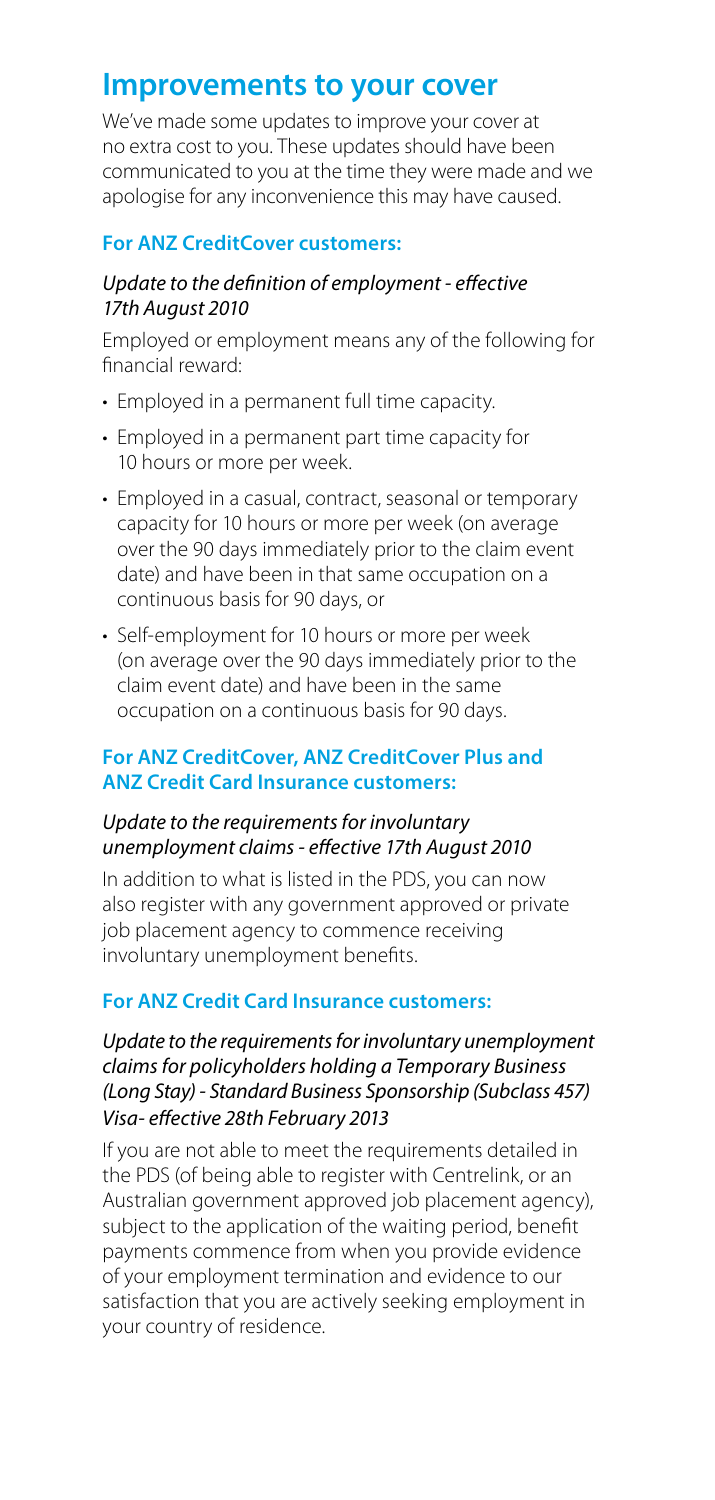# Improvements to your cover

We've made some updates to improve your cover at no extra cost to you. These updates should have been communicated to you at the time they were made and we apologise for any inconvenience this may have caused.

### For ANZ CreditCover customers:

*Update to the definition of employment - effective 17th August 2010*

Employed or employment means any of the following for financial reward:

- Employed in a permanent full time capacity.
- Employed in a permanent part time capacity for 10 hours or more per week.
- Employed in a casual, contract, seasonal or temporary capacity for 10 hours or more per week (on average over the 90 days immediately prior to the claim event date) and have been in that same occupation on a continuous basis for 90 days, or
- Self-employment for 10 hours or more per week (on average over the 90 days immediately prior to the claim event date) and have been in the same occupation on a continuous basis for 90 days.

### For ANZ CreditCover, ANZ CreditCover Plus and ANZ Credit Card Insurance customers:

*Update to the requirements for involuntary unemployment claims - effective 17th August 2010*

In addition to what is listed in the PDS, you can now also register with any government approved or private job placement agency to commence receiving involuntary unemployment benefits.

### For ANZ Credit Card Insurance customers:

*Update to the requirements for involuntary unemployment claims for policyholders holding a Temporary Business (Long Stay) - Standard Business Sponsorship (Subclass 457) Visa- effective 28th February 2013*

If you are not able to meet the requirements detailed in the PDS (of being able to register with Centrelink, or an Australian government approved job placement agency), subject to the application of the waiting period, benefit payments commence from when you provide evidence of your employment termination and evidence to our satisfaction that you are actively seeking employment in your country of residence.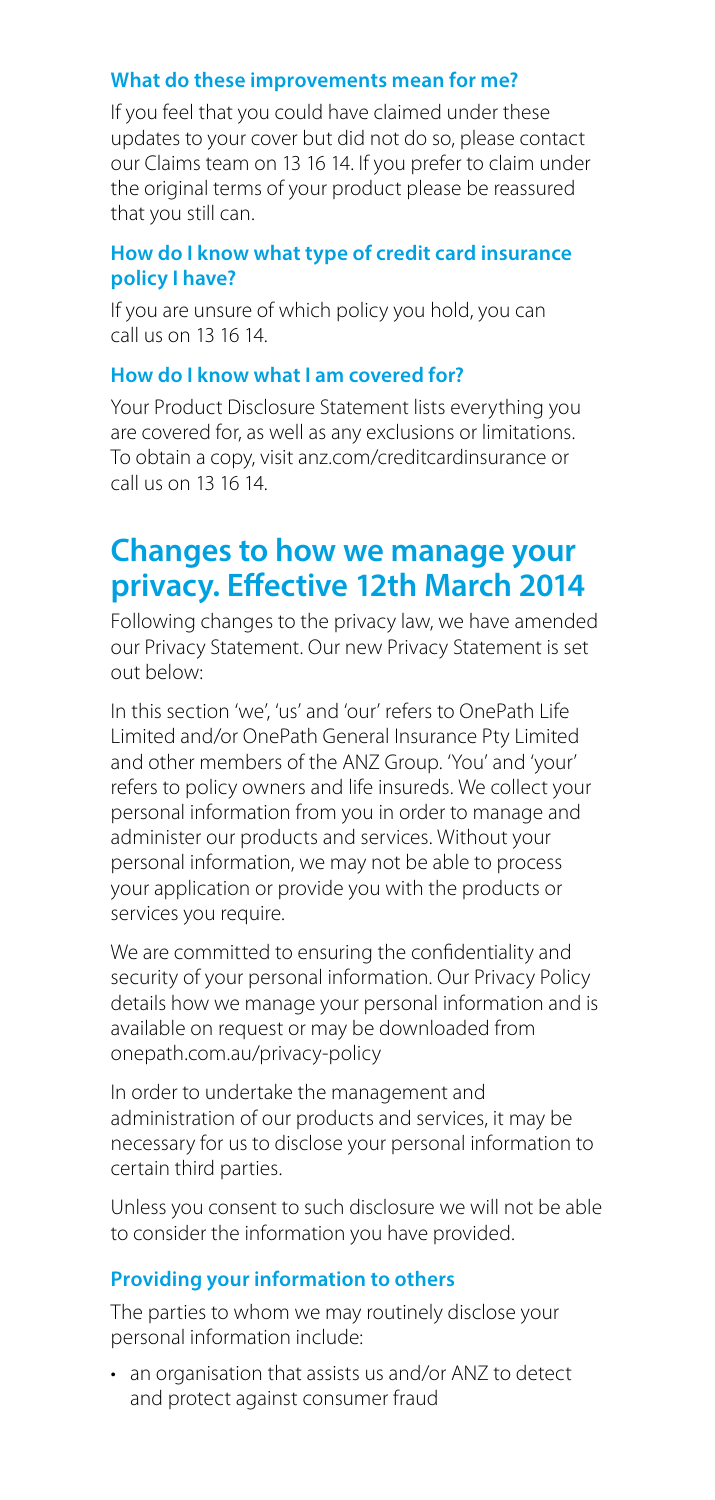### What do these improvements mean for me?

If you feel that you could have claimed under these updates to your cover but did not do so, please contact our Claims team on 13 16 14. If you prefer to claim under the original terms of your product please be reassured that you still can.

### How do I know what type of credit card insurance policy I have?

If you are unsure of which policy you hold, you can call us on 13 16 14.

### How do I know what I am covered for?

Your Product Disclosure Statement lists everything you are covered for, as well as any exclusions or limitations. To obtain a copy, visit anz.com/creditcardinsurance or call us on 13 16 14.

## Changes to how we manage your privacy. Effective 12th March 2014

Following changes to the privacy law, we have amended our Privacy Statement. Our new Privacy Statement is set out below:

In this section 'we', 'us' and 'our' refers to OnePath Life Limited and/or OnePath General Insurance Pty Limited and other members of the ANZ Group. 'You' and 'your' refers to policy owners and life insureds. We collect your personal information from you in order to manage and administer our products and services. Without your personal information, we may not be able to process your application or provide you with the products or services you require.

We are committed to ensuring the confidentiality and security of your personal information. Our Privacy Policy details how we manage your personal information and is available on request or may be downloaded from onepath.com.au/privacy-policy

In order to undertake the management and administration of our products and services, it may be necessary for us to disclose your personal information to certain third parties.

Unless you consent to such disclosure we will not be able to consider the information you have provided.

### Providing your information to others

The parties to whom we may routinely disclose your personal information include:

- an organisation that assists us and/or ANZ to detect and protect against consumer fraud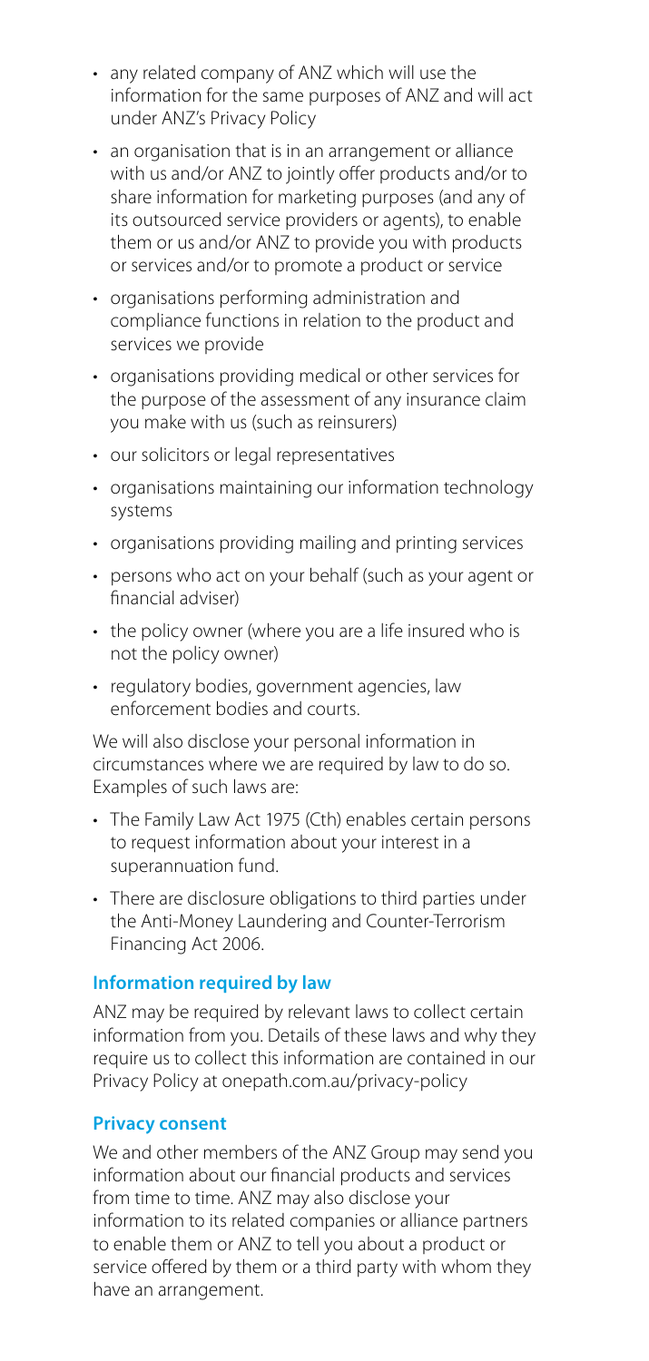- any related company of ANZ which will use the information for the same purposes of ANZ and will act under ANZ's Privacy Policy
- an organisation that is in an arrangement or alliance with us and/or ANZ to jointly offer products and/or to share information for marketing purposes (and any of its outsourced service providers or agents), to enable them or us and/or ANZ to provide you with products or services and/or to promote a product or service
- organisations performing administration and compliance functions in relation to the product and services we provide
- organisations providing medical or other services for the purpose of the assessment of any insurance claim you make with us (such as reinsurers)
- our solicitors or legal representatives
- organisations maintaining our information technology systems
- organisations providing mailing and printing services
- persons who act on your behalf (such as your agent or financial adviser)
- the policy owner (where you are a life insured who is not the policy owner)
- regulatory bodies, government agencies, law enforcement bodies and courts.

We will also disclose your personal information in circumstances where we are required by law to do so. Examples of such laws are:

- The Family Law Act 1975 (Cth) enables certain persons to request information about your interest in a superannuation fund.
- There are disclosure obligations to third parties under the Anti-Money Laundering and Counter-Terrorism Financing Act 2006.

### Information required by law

ANZ may be required by relevant laws to collect certain information from you. Details of these laws and why they require us to collect this information are contained in our Privacy Policy at onepath.com.au/privacy-policy

### Privacy consent

We and other members of the ANZ Group may send you information about our financial products and services from time to time. ANZ may also disclose your information to its related companies or alliance partners to enable them or ANZ to tell you about a product or service offered by them or a third party with whom they have an arrangement.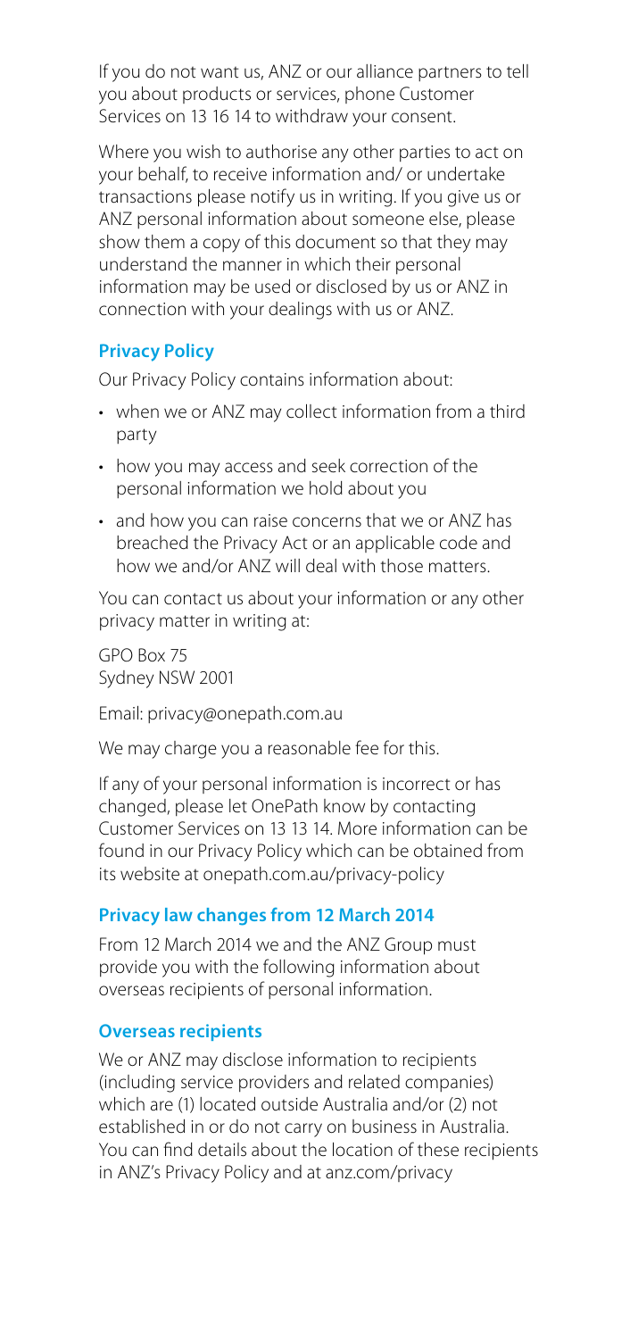If you do not want us, ANZ or our alliance partners to tell you about products or services, phone Customer Services on 13 16 14 to withdraw your consent.

Where you wish to authorise any other parties to act on your behalf, to receive information and/ or undertake transactions please notify us in writing. If you give us or ANZ personal information about someone else, please show them a copy of this document so that they may understand the manner in which their personal information may be used or disclosed by us or ANZ in connection with your dealings with us or ANZ.

### Privacy Policy

Our Privacy Policy contains information about:

- when we or ANZ may collect information from a third party
- how you may access and seek correction of the personal information we hold about you
- and how you can raise concerns that we or ANZ has breached the Privacy Act or an applicable code and how we and/or ANZ will deal with those matters.

You can contact us about your information or any other privacy matter in writing at:

GPO Box 75
Sydney NSW 2001

Email: privacy@onepath.com.au

We may charge you a reasonable fee for this.

If any of your personal information is incorrect or has changed, please let OnePath know by contacting Customer Services on 13 13 14. More information can be found in our Privacy Policy which can be obtained from its website at onepath.com.au/privacy-policy

### Privacy law changes from 12 March 2014

From 12 March 2014 we and the ANZ Group must provide you with the following information about overseas recipients of personal information.

### Overseas recipients

We or ANZ may disclose information to recipients (including service providers and related companies) which are (1) located outside Australia and/or (2) not established in or do not carry on business in Australia. You can find details about the location of these recipients in ANZ's Privacy Policy and at anz.com/privacy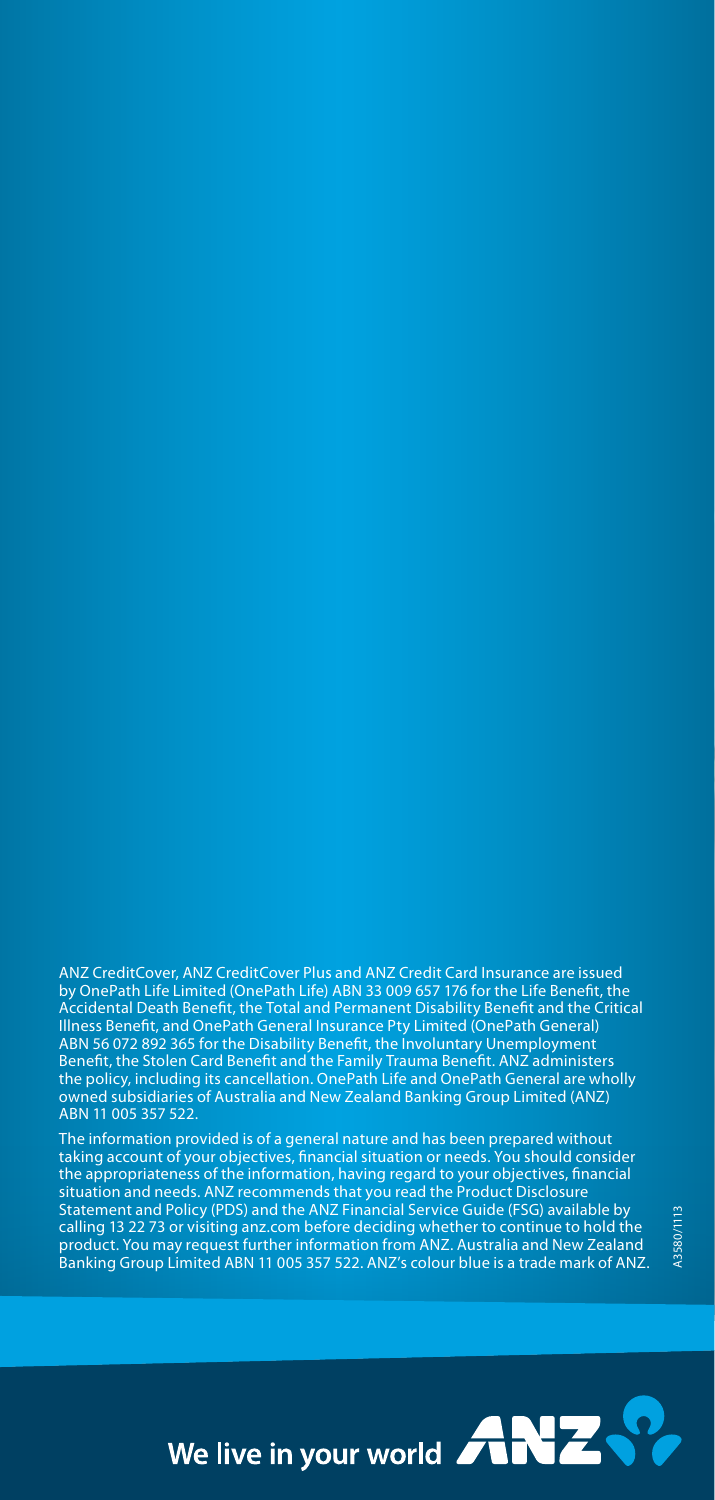ANZ CreditCover, ANZ CreditCover Plus and ANZ Credit Card Insurance are issued by OnePath Life Limited (OnePath Life) ABN 33 009 657 176 for the Life Benefit, the Accidental Death Benefit, the Total and Permanent Disability Benefit and the Critical Illness Benefit, and OnePath General Insurance Pty Limited (OnePath General) ABN 56 072 892 365 for the Disability Benefit, the Involuntary Unemployment Benefit, the Stolen Card Benefit and the Family Trauma Benefit. ANZ administers the policy, including its cancellation. OnePath Life and OnePath General are wholly owned subsidiaries of Australia and New Zealand Banking Group Limited (ANZ) ABN 11 005 357 522.

The information provided is of a general nature and has been prepared without taking account of your objectives, financial situation or needs. You should consider the appropriateness of the information, having regard to your objectives, financial situation and needs. ANZ recommends that you read the Product Disclosure Statement and Policy (PDS) and the ANZ Financial Service Guide (FSG) available by calling 13 22 73 or visiting anz.com before deciding whether to continue to hold the product. You may request further information from ANZ. Australia and New Zealand Banking Group Limited ABN 11 005 357 522. ANZ's colour blue is a trade mark of ANZ.

A3580/1113

We live in your world ANZ